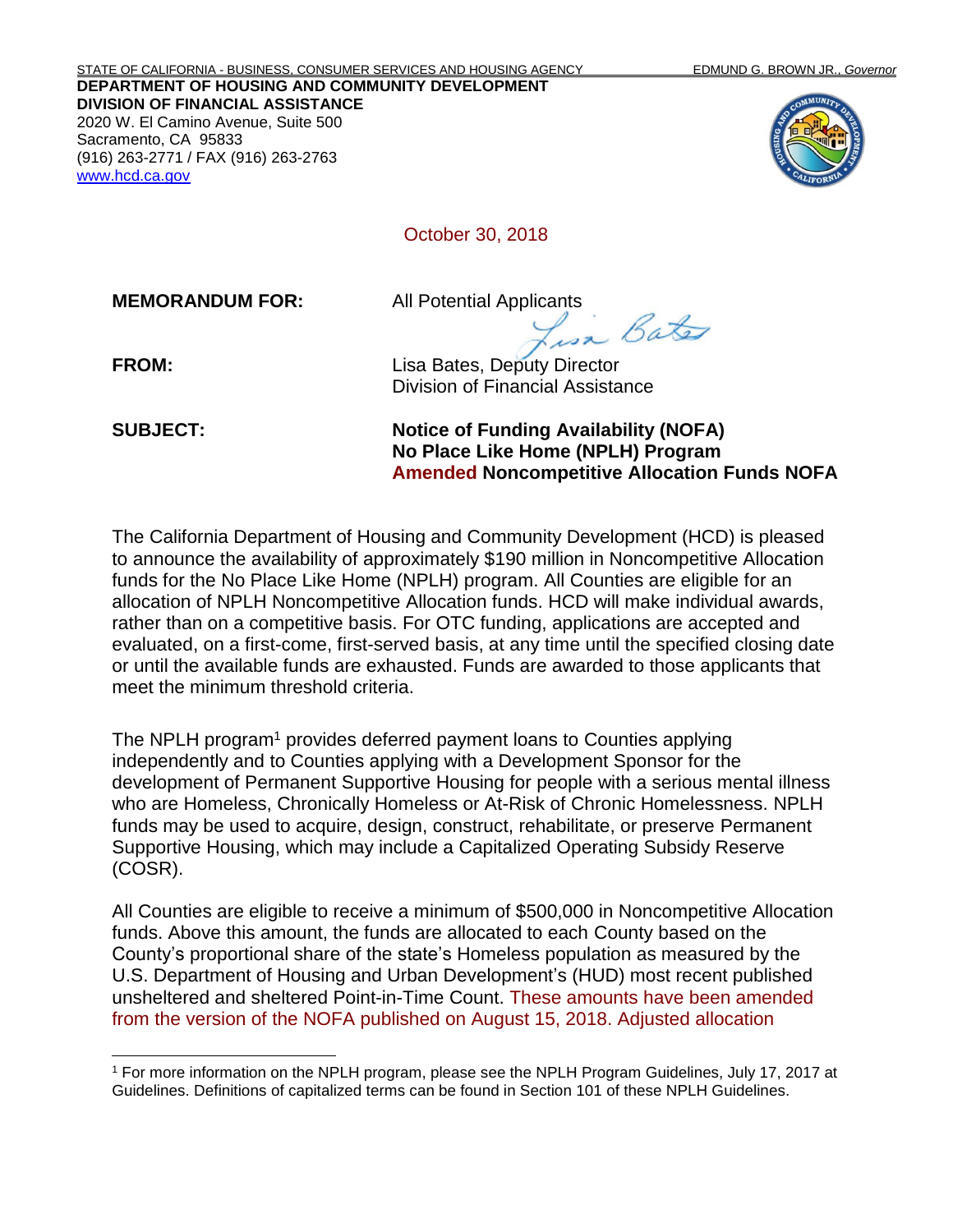STATE OF CALIFORNIA - BUSINESS, CONSUMER SERVICES AND HOUSING AGENCY — EDMUND G. BROWN JR., *Governor*

**DEPARTMENT OF HOUSING AND COMMUNITY DEVELOPMENT**
**DIVISION OF FINANCIAL ASSISTANCE**
2020 W. El Camino Avenue, Suite 500
Sacramento, CA 95833
(916) 263-2771 / FAX (916) 263-2763
www.hcd.ca.gov

October 30, 2018

**MEMORANDUM FOR:** All Potential Applicants

**FROM:** Lisa Bates, Deputy Director
Division of Financial Assistance

**SUBJECT:** **Notice of Funding Availability (NOFA)**
**No Place Like Home (NPLH) Program**
**Amended Noncompetitive Allocation Funds NOFA**

The California Department of Housing and Community Development (HCD) is pleased to announce the availability of approximately $190 million in Noncompetitive Allocation funds for the No Place Like Home (NPLH) program. All Counties are eligible for an allocation of NPLH Noncompetitive Allocation funds. HCD will make individual awards, rather than on a competitive basis. For OTC funding, applications are accepted and evaluated, on a first-come, first-served basis, at any time until the specified closing date or until the available funds are exhausted. Funds are awarded to those applicants that meet the minimum threshold criteria.

The NPLH program[1] provides deferred payment loans to Counties applying independently and to Counties applying with a Development Sponsor for the development of Permanent Supportive Housing for people with a serious mental illness who are Homeless, Chronically Homeless or At-Risk of Chronic Homelessness. NPLH funds may be used to acquire, design, construct, rehabilitate, or preserve Permanent Supportive Housing, which may include a Capitalized Operating Subsidy Reserve (COSR).

All Counties are eligible to receive a minimum of $500,000 in Noncompetitive Allocation funds. Above this amount, the funds are allocated to each County based on the County's proportional share of the state's Homeless population as measured by the U.S. Department of Housing and Urban Development's (HUD) most recent published unsheltered and sheltered Point-in-Time Count. These amounts have been amended from the version of the NOFA published on August 15, 2018. Adjusted allocation

[1] For more information on the NPLH program, please see the NPLH Program Guidelines, July 17, 2017 at Guidelines. Definitions of capitalized terms can be found in Section 101 of these NPLH Guidelines.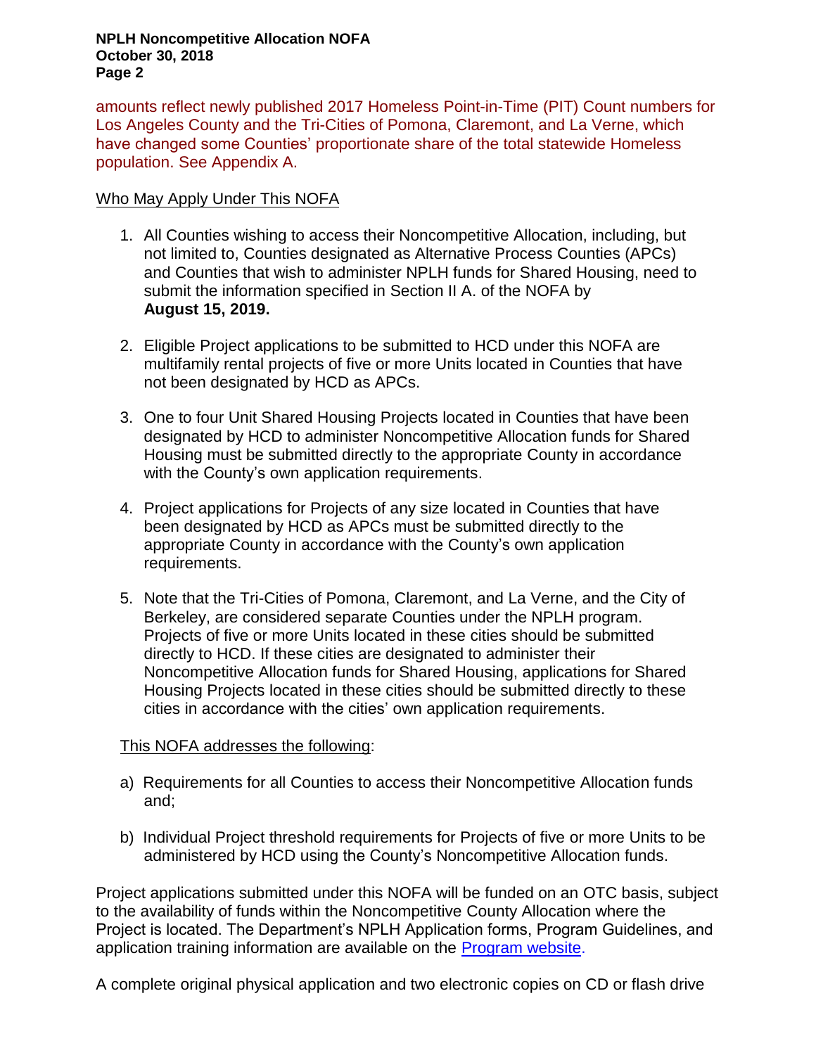amounts reflect newly published 2017 Homeless Point-in-Time (PIT) Count numbers for Los Angeles County and the Tri-Cities of Pomona, Claremont, and La Verne, which have changed some Counties' proportionate share of the total statewide Homeless population. See Appendix A.

Who May Apply Under This NOFA

1. All Counties wishing to access their Noncompetitive Allocation, including, but not limited to, Counties designated as Alternative Process Counties (APCs) and Counties that wish to administer NPLH funds for Shared Housing, need to submit the information specified in Section II A. of the NOFA by **August 15, 2019.**

2. Eligible Project applications to be submitted to HCD under this NOFA are multifamily rental projects of five or more Units located in Counties that have not been designated by HCD as APCs.

3. One to four Unit Shared Housing Projects located in Counties that have been designated by HCD to administer Noncompetitive Allocation funds for Shared Housing must be submitted directly to the appropriate County in accordance with the County's own application requirements.

4. Project applications for Projects of any size located in Counties that have been designated by HCD as APCs must be submitted directly to the appropriate County in accordance with the County's own application requirements.

5. Note that the Tri-Cities of Pomona, Claremont, and La Verne, and the City of Berkeley, are considered separate Counties under the NPLH program. Projects of five or more Units located in these cities should be submitted directly to HCD. If these cities are designated to administer their Noncompetitive Allocation funds for Shared Housing, applications for Shared Housing Projects located in these cities should be submitted directly to these cities in accordance with the cities' own application requirements.

This NOFA addresses the following:

a) Requirements for all Counties to access their Noncompetitive Allocation funds and;

b) Individual Project threshold requirements for Projects of five or more Units to be administered by HCD using the County's Noncompetitive Allocation funds.

Project applications submitted under this NOFA will be funded on an OTC basis, subject to the availability of funds within the Noncompetitive County Allocation where the Project is located. The Department's NPLH Application forms, Program Guidelines, and application training information are available on the Program website.

A complete original physical application and two electronic copies on CD or flash drive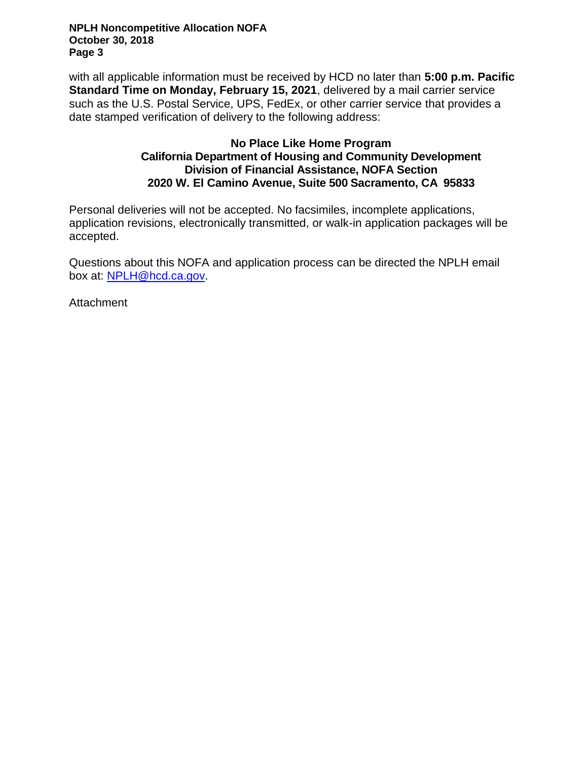with all applicable information must be received by HCD no later than **5:00 p.m. Pacific Standard Time on Monday, February 15, 2021**, delivered by a mail carrier service such as the U.S. Postal Service, UPS, FedEx, or other carrier service that provides a date stamped verification of delivery to the following address:

**No Place Like Home Program**
**California Department of Housing and Community Development**
**Division of Financial Assistance, NOFA Section**
**2020 W. El Camino Avenue, Suite 500 Sacramento, CA 95833**

Personal deliveries will not be accepted. No facsimiles, incomplete applications, application revisions, electronically transmitted, or walk-in application packages will be accepted.

Questions about this NOFA and application process can be directed the NPLH email box at: [NPLH@hcd.ca.gov](mailto:NPLH@hcd.ca.gov).

Attachment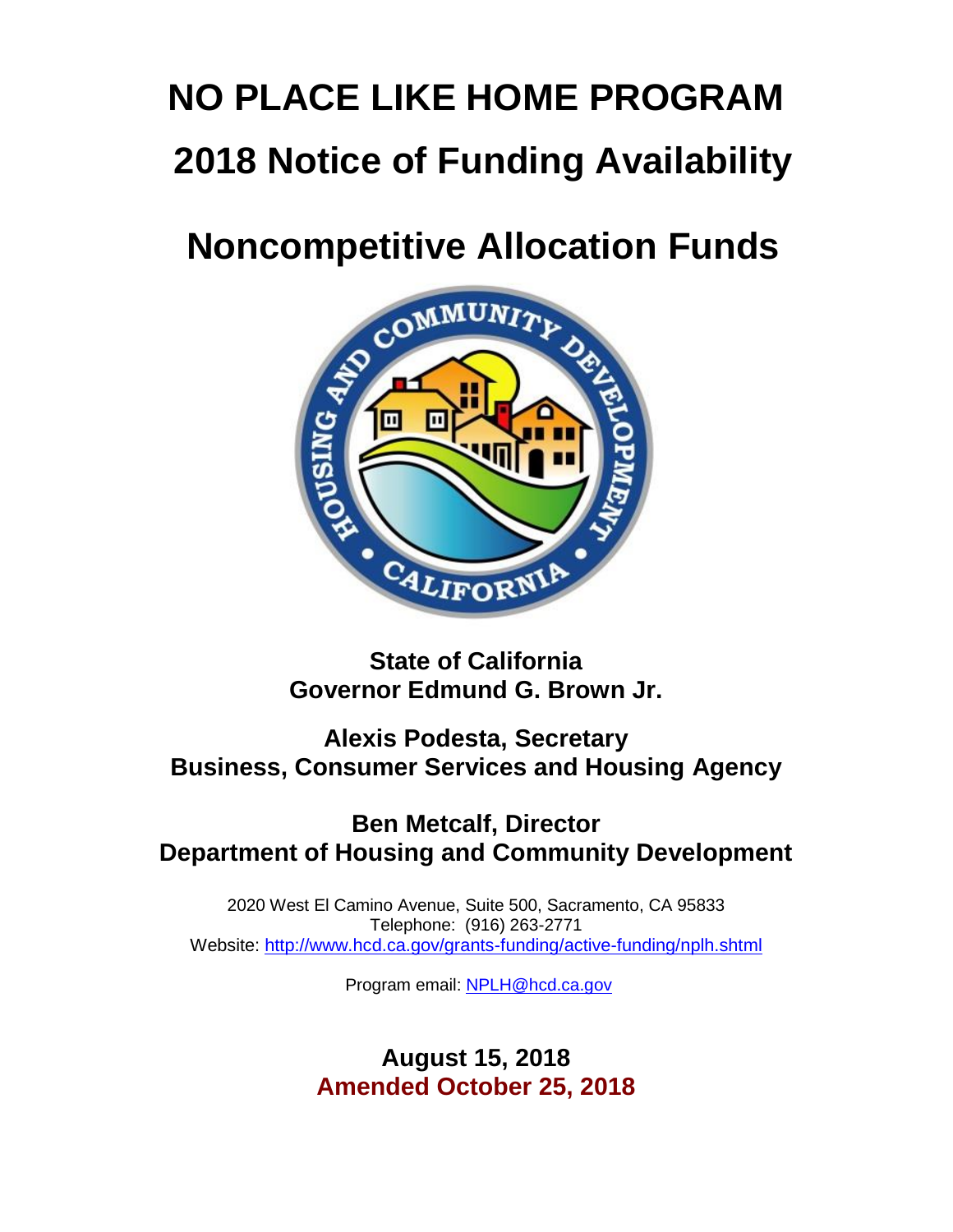# NO PLACE LIKE HOME PROGRAM

# 2018 Notice of Funding Availability

# Noncompetitive Allocation Funds

**State of California**
**Governor Edmund G. Brown Jr.**

**Alexis Podesta, Secretary**
**Business, Consumer Services and Housing Agency**

**Ben Metcalf, Director**
**Department of Housing and Community Development**

2020 West El Camino Avenue, Suite 500, Sacramento, CA 95833
Telephone: (916) 263-2771
Website: http://www.hcd.ca.gov/grants-funding/active-funding/nplh.shtml

Program email: NPLH@hcd.ca.gov

**August 15, 2018**
**Amended October 25, 2018**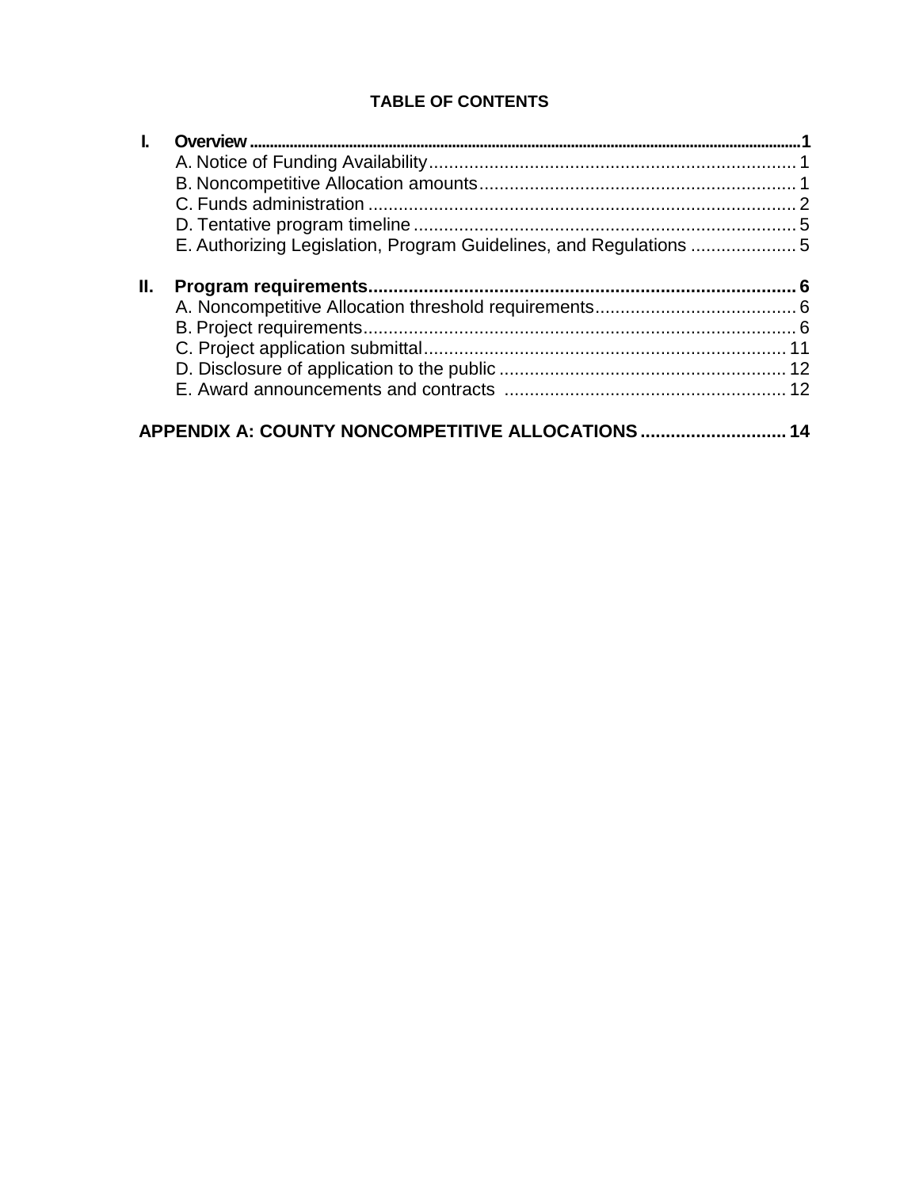**TABLE OF CONTENTS**

**I. Overview** ........................................................................................ **1**

- A. Notice of Funding Availability ........................................................ 1
- B. Noncompetitive Allocation amounts ............................................... 1
- C. Funds administration ..................................................................... 2
- D. Tentative program timeline ............................................................ 5
- E. Authorizing Legislation, Program Guidelines, and Regulations ..................... 5

**II. Program requirements** ........................................................................ **6**

- A. Noncompetitive Allocation threshold requirements ........................................ 6
- B. Project requirements ...................................................................... 6
- C. Project application submittal ........................................................ 11
- D. Disclosure of application to the public ......................................... 12
- E. Award announcements and contracts ............................................ 12

**APPENDIX A: COUNTY NONCOMPETITIVE ALLOCATIONS** ........................... **14**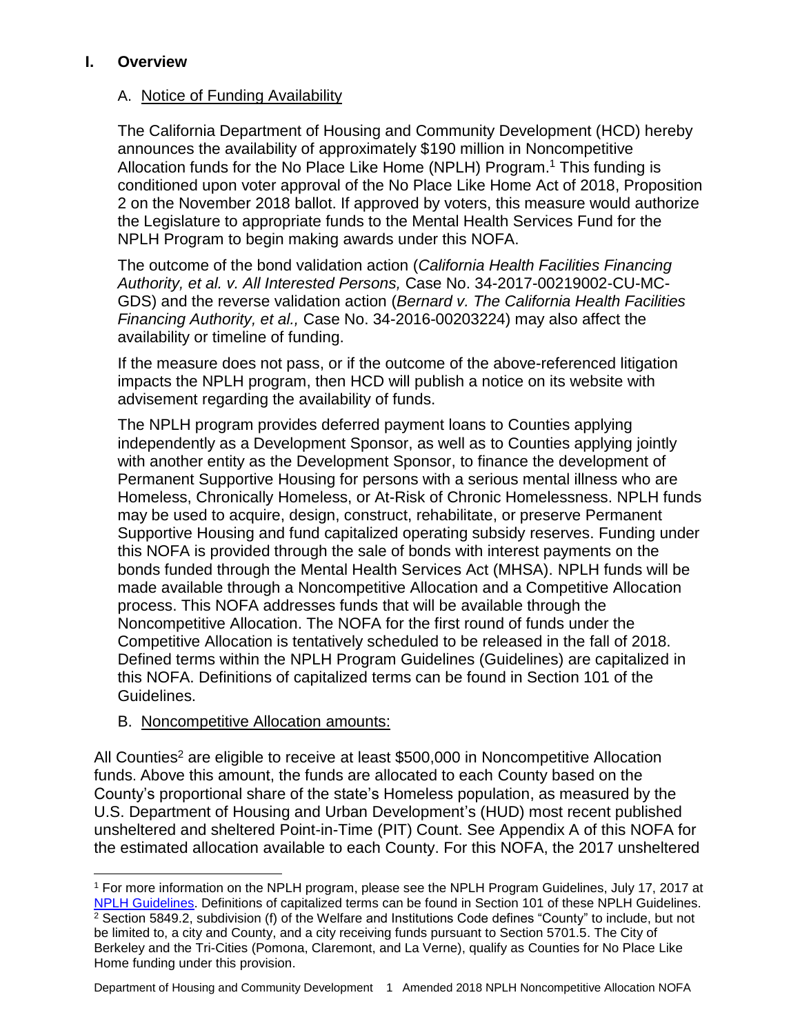## I. Overview

### A. Notice of Funding Availability

The California Department of Housing and Community Development (HCD) hereby announces the availability of approximately $190 million in Noncompetitive Allocation funds for the No Place Like Home (NPLH) Program.[1] This funding is conditioned upon voter approval of the No Place Like Home Act of 2018, Proposition 2 on the November 2018 ballot. If approved by voters, this measure would authorize the Legislature to appropriate funds to the Mental Health Services Fund for the NPLH Program to begin making awards under this NOFA.

The outcome of the bond validation action (*California Health Facilities Financing Authority, et al. v. All Interested Persons,* Case No. 34-2017-00219002-CU-MC-GDS) and the reverse validation action (*Bernard v. The California Health Facilities Financing Authority, et al.,* Case No. 34-2016-00203224) may also affect the availability or timeline of funding.

If the measure does not pass, or if the outcome of the above-referenced litigation impacts the NPLH program, then HCD will publish a notice on its website with advisement regarding the availability of funds.

The NPLH program provides deferred payment loans to Counties applying independently as a Development Sponsor, as well as to Counties applying jointly with another entity as the Development Sponsor, to finance the development of Permanent Supportive Housing for persons with a serious mental illness who are Homeless, Chronically Homeless, or At-Risk of Chronic Homelessness. NPLH funds may be used to acquire, design, construct, rehabilitate, or preserve Permanent Supportive Housing and fund capitalized operating subsidy reserves. Funding under this NOFA is provided through the sale of bonds with interest payments on the bonds funded through the Mental Health Services Act (MHSA). NPLH funds will be made available through a Noncompetitive Allocation and a Competitive Allocation process. This NOFA addresses funds that will be available through the Noncompetitive Allocation. The NOFA for the first round of funds under the Competitive Allocation is tentatively scheduled to be released in the fall of 2018. Defined terms within the NPLH Program Guidelines (Guidelines) are capitalized in this NOFA. Definitions of capitalized terms can be found in Section 101 of the Guidelines.

### B. Noncompetitive Allocation amounts:

All Counties[2] are eligible to receive at least $500,000 in Noncompetitive Allocation funds. Above this amount, the funds are allocated to each County based on the County's proportional share of the state's Homeless population, as measured by the U.S. Department of Housing and Urban Development's (HUD) most recent published unsheltered and sheltered Point-in-Time (PIT) Count. See Appendix A of this NOFA for the estimated allocation available to each County. For this NOFA, the 2017 unsheltered

---

[1] For more information on the NPLH program, please see the NPLH Program Guidelines, July 17, 2017 at [NPLH Guidelines](). Definitions of capitalized terms can be found in Section 101 of these NPLH Guidelines.

[2] Section 5849.2, subdivision (f) of the Welfare and Institutions Code defines "County" to include, but not be limited to, a city and County, and a city receiving funds pursuant to Section 5701.5. The City of Berkeley and the Tri-Cities (Pomona, Claremont, and La Verne), qualify as Counties for No Place Like Home funding under this provision.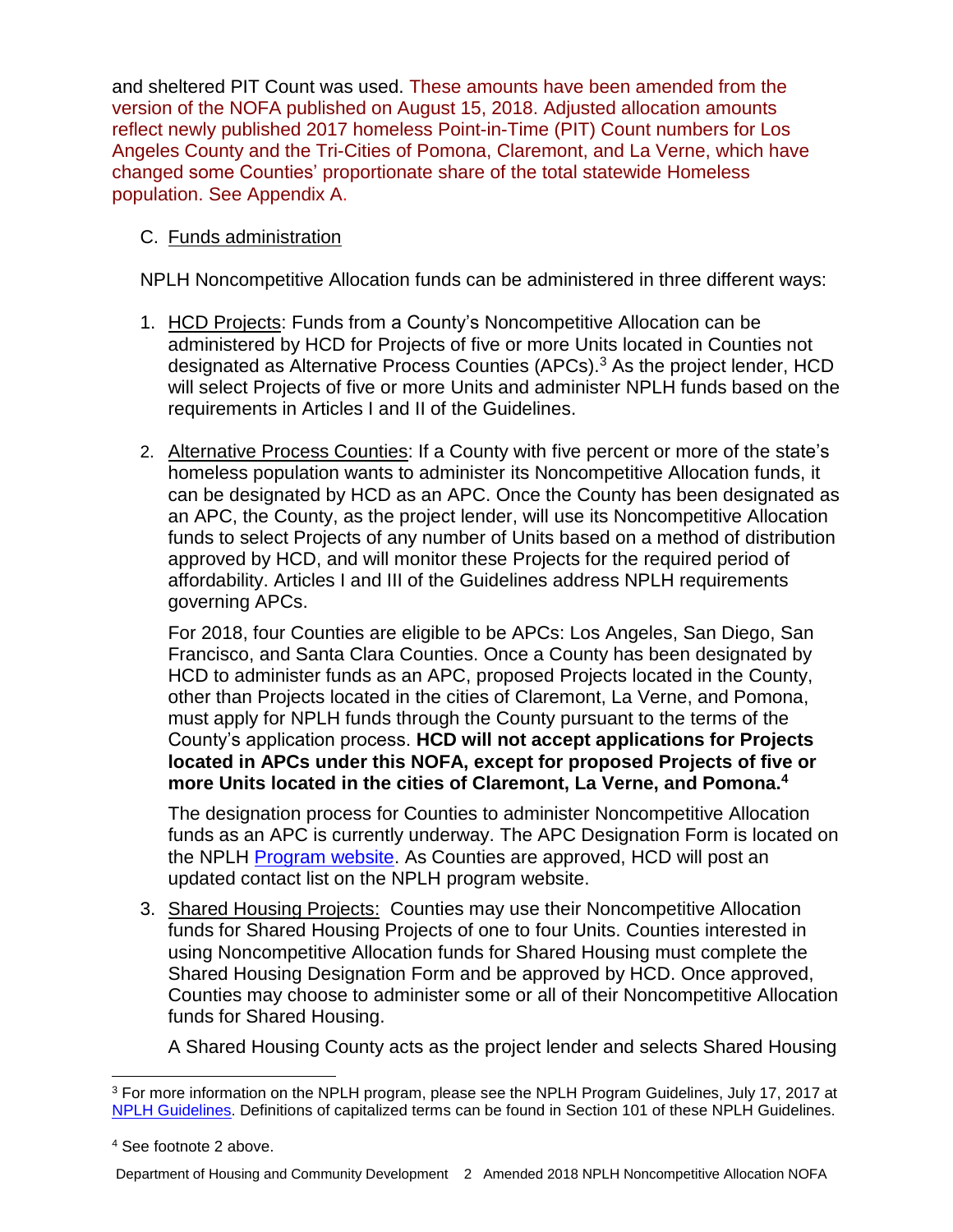and sheltered PIT Count was used. These amounts have been amended from the version of the NOFA published on August 15, 2018. Adjusted allocation amounts reflect newly published 2017 homeless Point-in-Time (PIT) Count numbers for Los Angeles County and the Tri-Cities of Pomona, Claremont, and La Verne, which have changed some Counties' proportionate share of the total statewide Homeless population. See Appendix A.

C. Funds administration

NPLH Noncompetitive Allocation funds can be administered in three different ways:

1. HCD Projects: Funds from a County's Noncompetitive Allocation can be administered by HCD for Projects of five or more Units located in Counties not designated as Alternative Process Counties (APCs).[3] As the project lender, HCD will select Projects of five or more Units and administer NPLH funds based on the requirements in Articles I and II of the Guidelines.

2. Alternative Process Counties: If a County with five percent or more of the state's homeless population wants to administer its Noncompetitive Allocation funds, it can be designated by HCD as an APC. Once the County has been designated as an APC, the County, as the project lender, will use its Noncompetitive Allocation funds to select Projects of any number of Units based on a method of distribution approved by HCD, and will monitor these Projects for the required period of affordability. Articles I and III of the Guidelines address NPLH requirements governing APCs.

   For 2018, four Counties are eligible to be APCs: Los Angeles, San Diego, San Francisco, and Santa Clara Counties. Once a County has been designated by HCD to administer funds as an APC, proposed Projects located in the County, other than Projects located in the cities of Claremont, La Verne, and Pomona, must apply for NPLH funds through the County pursuant to the terms of the County's application process. **HCD will not accept applications for Projects located in APCs under this NOFA, except for proposed Projects of five or more Units located in the cities of Claremont, La Verne, and Pomona.[4]**

   The designation process for Counties to administer Noncompetitive Allocation funds as an APC is currently underway. The APC Designation Form is located on the NPLH Program website. As Counties are approved, HCD will post an updated contact list on the NPLH program website.

3. Shared Housing Projects: Counties may use their Noncompetitive Allocation funds for Shared Housing Projects of one to four Units. Counties interested in using Noncompetitive Allocation funds for Shared Housing must complete the Shared Housing Designation Form and be approved by HCD. Once approved, Counties may choose to administer some or all of their Noncompetitive Allocation funds for Shared Housing.

   A Shared Housing County acts as the project lender and selects Shared Housing

---

[3] For more information on the NPLH program, please see the NPLH Program Guidelines, July 17, 2017 at NPLH Guidelines. Definitions of capitalized terms can be found in Section 101 of these NPLH Guidelines.

[4] See footnote 2 above.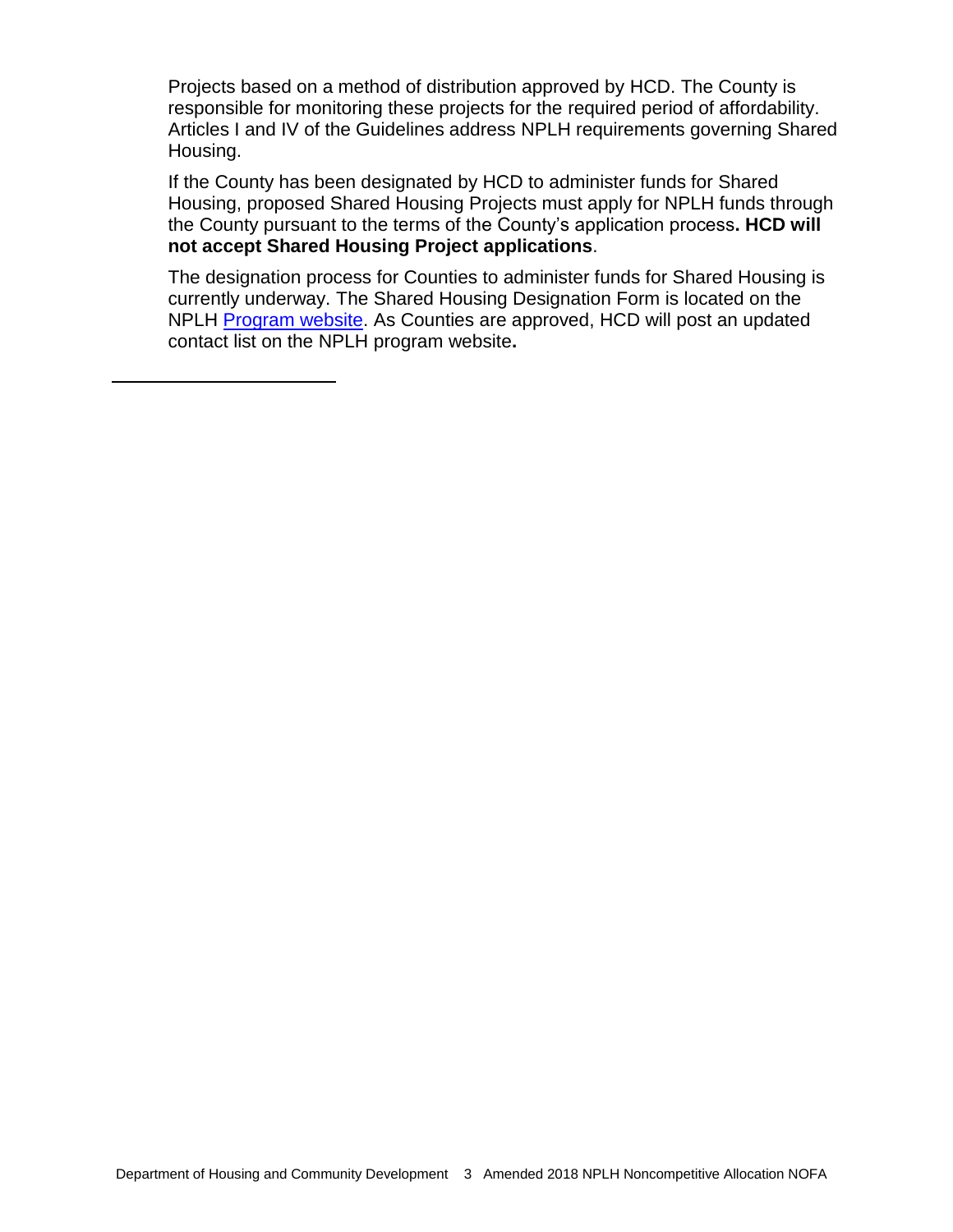Projects based on a method of distribution approved by HCD. The County is responsible for monitoring these projects for the required period of affordability. Articles I and IV of the Guidelines address NPLH requirements governing Shared Housing.

If the County has been designated by HCD to administer funds for Shared Housing, proposed Shared Housing Projects must apply for NPLH funds through the County pursuant to the terms of the County's application process**. HCD will not accept Shared Housing Project applications**.

The designation process for Counties to administer funds for Shared Housing is currently underway. The Shared Housing Designation Form is located on the NPLH Program website. As Counties are approved, HCD will post an updated contact list on the NPLH program website**.**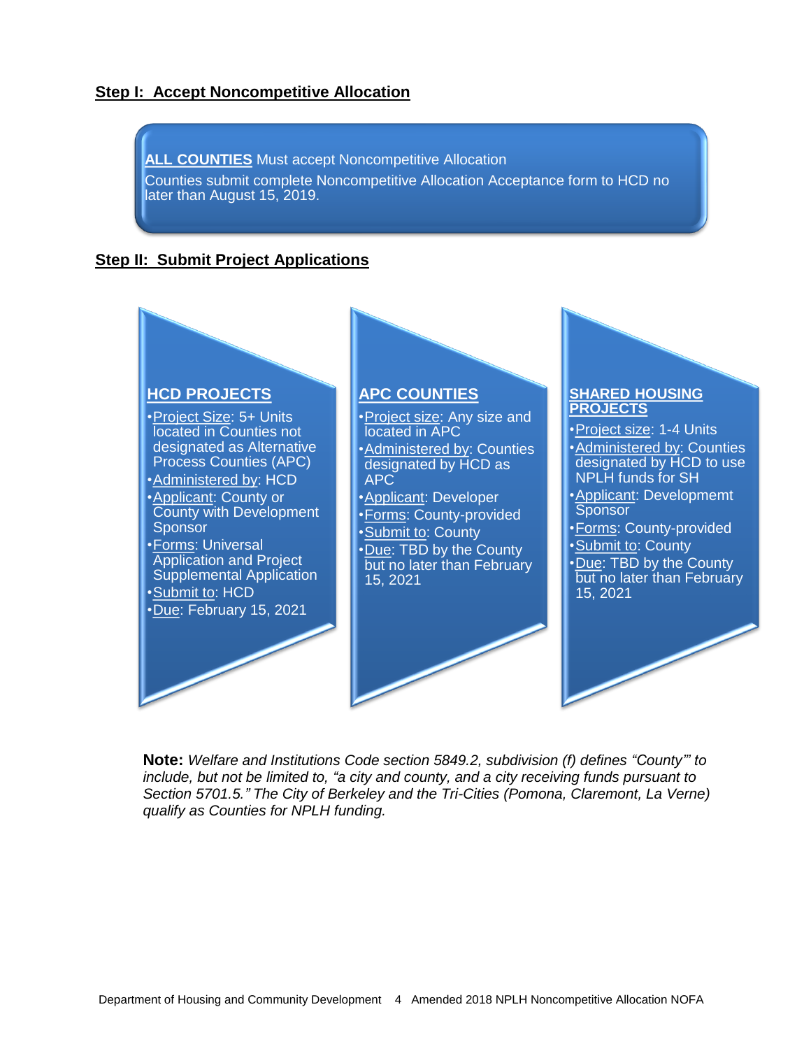## Step I: Accept Noncompetitive Allocation

**ALL COUNTIES** Must accept Noncompetitive Allocation

Counties submit complete Noncompetitive Allocation Acceptance form to HCD no later than August 15, 2019.

## Step II: Submit Project Applications

### HCD PROJECTS

- Project Size: 5+ Units located in Counties not designated as Alternative Process Counties (APC)
- Administered by: HCD
- Applicant: County or County with Development Sponsor
- Forms: Universal Application and Project Supplemental Application
- Submit to: HCD
- Due: February 15, 2021

### APC COUNTIES

- Project size: Any size and located in APC
- Administered by: Counties designated by HCD as APC
- Applicant: Developer
- Forms: County-provided
- Submit to: County
- Due: TBD by the County but no later than February 15, 2021

### SHARED HOUSING PROJECTS

- Project size: 1-4 Units
- Administered by: Counties designated by HCD to use NPLH funds for SH
- Applicant: Developmemt Sponsor
- Forms: County-provided
- Submit to: County
- Due: TBD by the County but no later than February 15, 2021

**Note:** *Welfare and Institutions Code section 5849.2, subdivision (f) defines "County"' to include, but not be limited to, "a city and county, and a city receiving funds pursuant to Section 5701.5." The City of Berkeley and the Tri-Cities (Pomona, Claremont, La Verne) qualify as Counties for NPLH funding.*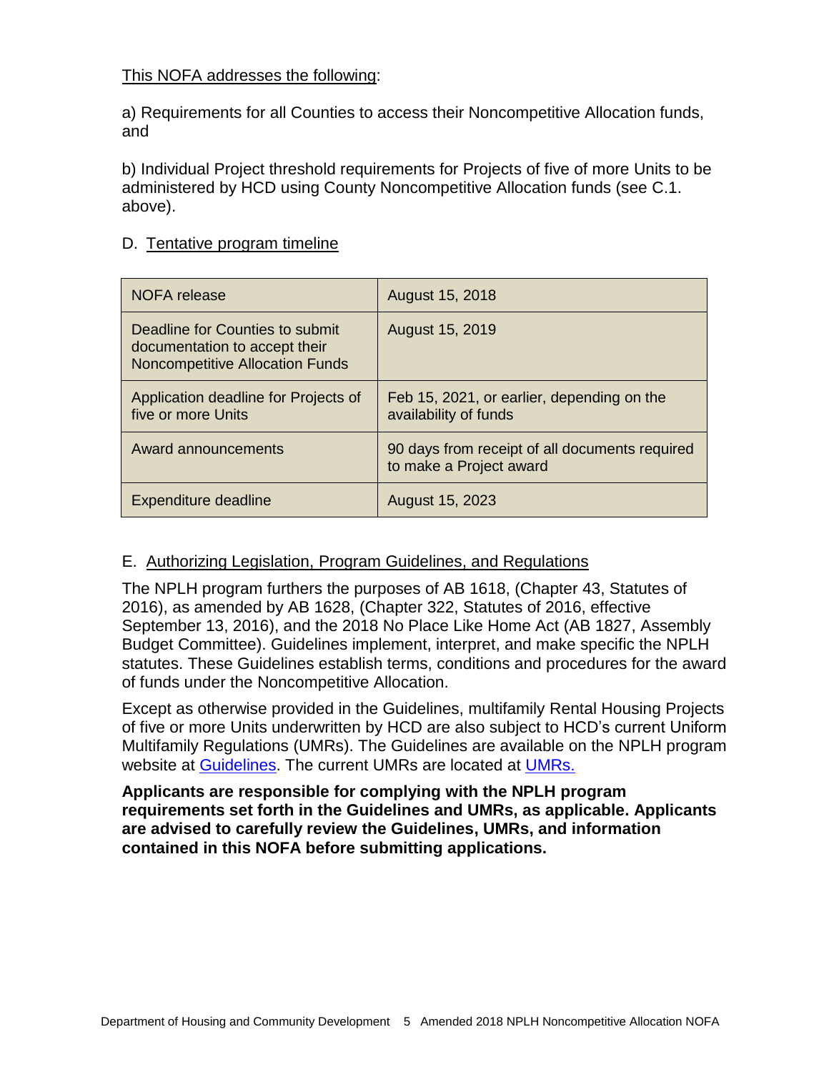This NOFA addresses the following:

a) Requirements for all Counties to access their Noncompetitive Allocation funds, and

b) Individual Project threshold requirements for Projects of five of more Units to be administered by HCD using County Noncompetitive Allocation funds (see C.1. above).

D. Tentative program timeline

| | |
|---|---|
| NOFA release | August 15, 2018 |
| Deadline for Counties to submit documentation to accept their Noncompetitive Allocation Funds | August 15, 2019 |
| Application deadline for Projects of five or more Units | Feb 15, 2021, or earlier, depending on the availability of funds |
| Award announcements | 90 days from receipt of all documents required to make a Project award |
| Expenditure deadline | August 15, 2023 |

E. Authorizing Legislation, Program Guidelines, and Regulations

The NPLH program furthers the purposes of AB 1618, (Chapter 43, Statutes of 2016), as amended by AB 1628, (Chapter 322, Statutes of 2016, effective September 13, 2016), and the 2018 No Place Like Home Act (AB 1827, Assembly Budget Committee). Guidelines implement, interpret, and make specific the NPLH statutes. These Guidelines establish terms, conditions and procedures for the award of funds under the Noncompetitive Allocation.

Except as otherwise provided in the Guidelines, multifamily Rental Housing Projects of five or more Units underwritten by HCD are also subject to HCD's current Uniform Multifamily Regulations (UMRs). The Guidelines are available on the NPLH program website at Guidelines. The current UMRs are located at UMRs.

**Applicants are responsible for complying with the NPLH program requirements set forth in the Guidelines and UMRs, as applicable. Applicants are advised to carefully review the Guidelines, UMRs, and information contained in this NOFA before submitting applications.**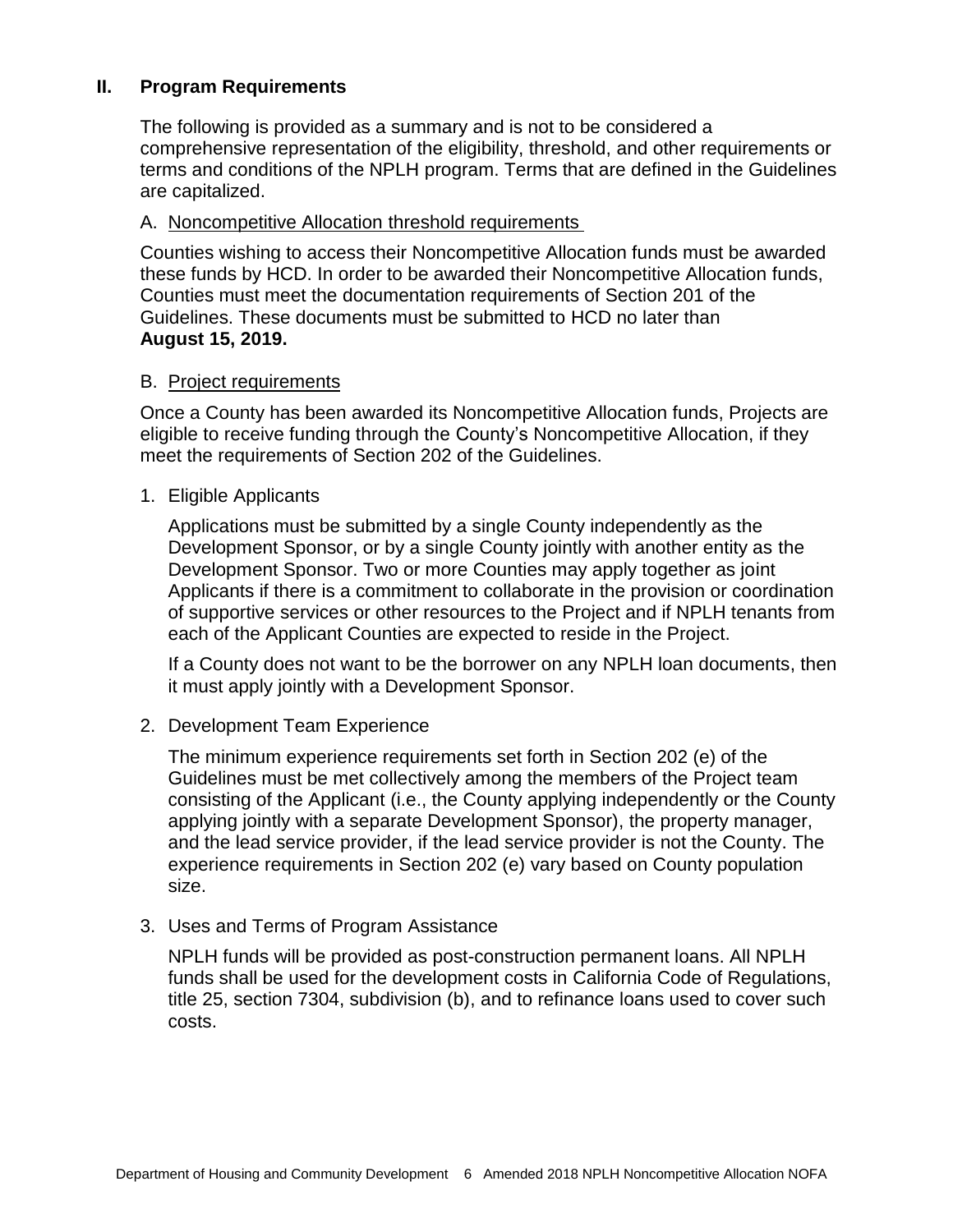## II. Program Requirements

The following is provided as a summary and is not to be considered a comprehensive representation of the eligibility, threshold, and other requirements or terms and conditions of the NPLH program. Terms that are defined in the Guidelines are capitalized.

### A. Noncompetitive Allocation threshold requirements

Counties wishing to access their Noncompetitive Allocation funds must be awarded these funds by HCD. In order to be awarded their Noncompetitive Allocation funds, Counties must meet the documentation requirements of Section 201 of the Guidelines. These documents must be submitted to HCD no later than **August 15, 2019.**

### B. Project requirements

Once a County has been awarded its Noncompetitive Allocation funds, Projects are eligible to receive funding through the County's Noncompetitive Allocation, if they meet the requirements of Section 202 of the Guidelines.

1. Eligible Applicants

   Applications must be submitted by a single County independently as the Development Sponsor, or by a single County jointly with another entity as the Development Sponsor. Two or more Counties may apply together as joint Applicants if there is a commitment to collaborate in the provision or coordination of supportive services or other resources to the Project and if NPLH tenants from each of the Applicant Counties are expected to reside in the Project.

   If a County does not want to be the borrower on any NPLH loan documents, then it must apply jointly with a Development Sponsor.

2. Development Team Experience

   The minimum experience requirements set forth in Section 202 (e) of the Guidelines must be met collectively among the members of the Project team consisting of the Applicant (i.e., the County applying independently or the County applying jointly with a separate Development Sponsor), the property manager, and the lead service provider, if the lead service provider is not the County. The experience requirements in Section 202 (e) vary based on County population size.

3. Uses and Terms of Program Assistance

   NPLH funds will be provided as post-construction permanent loans. All NPLH funds shall be used for the development costs in California Code of Regulations, title 25, section 7304, subdivision (b), and to refinance loans used to cover such costs.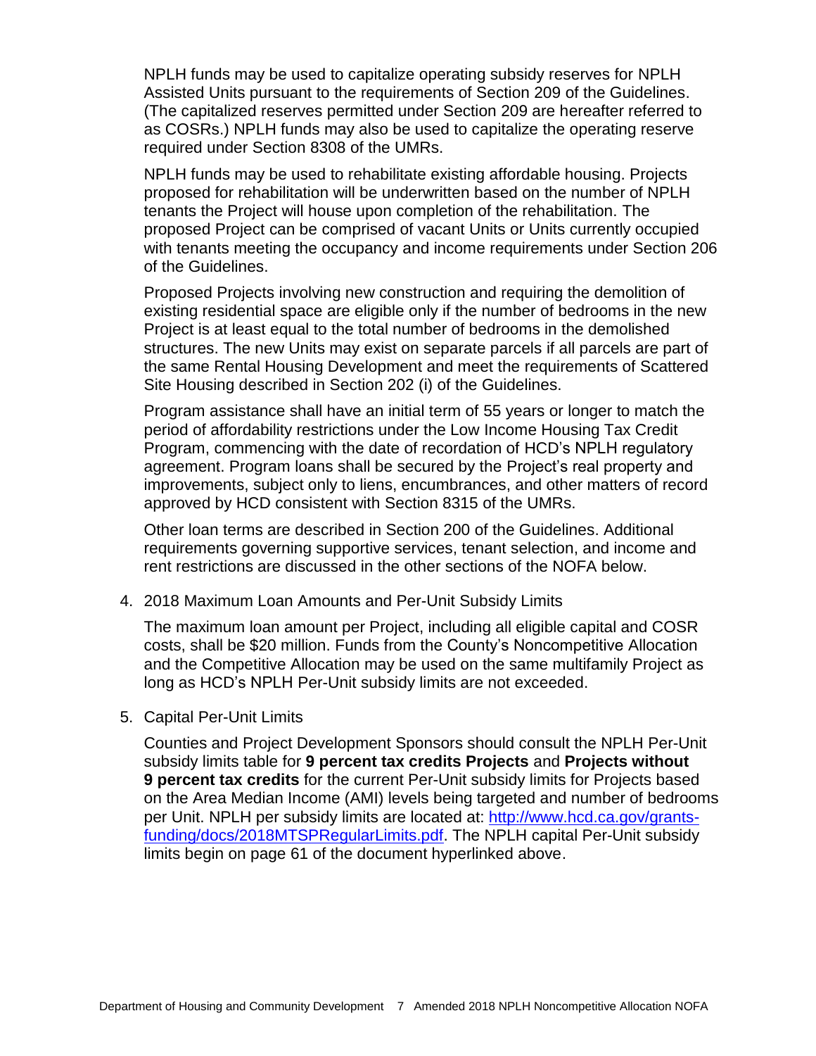NPLH funds may be used to capitalize operating subsidy reserves for NPLH Assisted Units pursuant to the requirements of Section 209 of the Guidelines. (The capitalized reserves permitted under Section 209 are hereafter referred to as COSRs.) NPLH funds may also be used to capitalize the operating reserve required under Section 8308 of the UMRs.

NPLH funds may be used to rehabilitate existing affordable housing. Projects proposed for rehabilitation will be underwritten based on the number of NPLH tenants the Project will house upon completion of the rehabilitation. The proposed Project can be comprised of vacant Units or Units currently occupied with tenants meeting the occupancy and income requirements under Section 206 of the Guidelines.

Proposed Projects involving new construction and requiring the demolition of existing residential space are eligible only if the number of bedrooms in the new Project is at least equal to the total number of bedrooms in the demolished structures. The new Units may exist on separate parcels if all parcels are part of the same Rental Housing Development and meet the requirements of Scattered Site Housing described in Section 202 (i) of the Guidelines.

Program assistance shall have an initial term of 55 years or longer to match the period of affordability restrictions under the Low Income Housing Tax Credit Program, commencing with the date of recordation of HCD's NPLH regulatory agreement. Program loans shall be secured by the Project's real property and improvements, subject only to liens, encumbrances, and other matters of record approved by HCD consistent with Section 8315 of the UMRs.

Other loan terms are described in Section 200 of the Guidelines. Additional requirements governing supportive services, tenant selection, and income and rent restrictions are discussed in the other sections of the NOFA below.

4. 2018 Maximum Loan Amounts and Per-Unit Subsidy Limits

   The maximum loan amount per Project, including all eligible capital and COSR costs, shall be $20 million. Funds from the County's Noncompetitive Allocation and the Competitive Allocation may be used on the same multifamily Project as long as HCD's NPLH Per-Unit subsidy limits are not exceeded.

5. Capital Per-Unit Limits

   Counties and Project Development Sponsors should consult the NPLH Per-Unit subsidy limits table for **9 percent tax credits Projects** and **Projects without 9 percent tax credits** for the current Per-Unit subsidy limits for Projects based on the Area Median Income (AMI) levels being targeted and number of bedrooms per Unit. NPLH per subsidy limits are located at: [http://www.hcd.ca.gov/grants-funding/docs/2018MTSPRegularLimits.pdf](http://www.hcd.ca.gov/grants-funding/docs/2018MTSPRegularLimits.pdf). The NPLH capital Per-Unit subsidy limits begin on page 61 of the document hyperlinked above.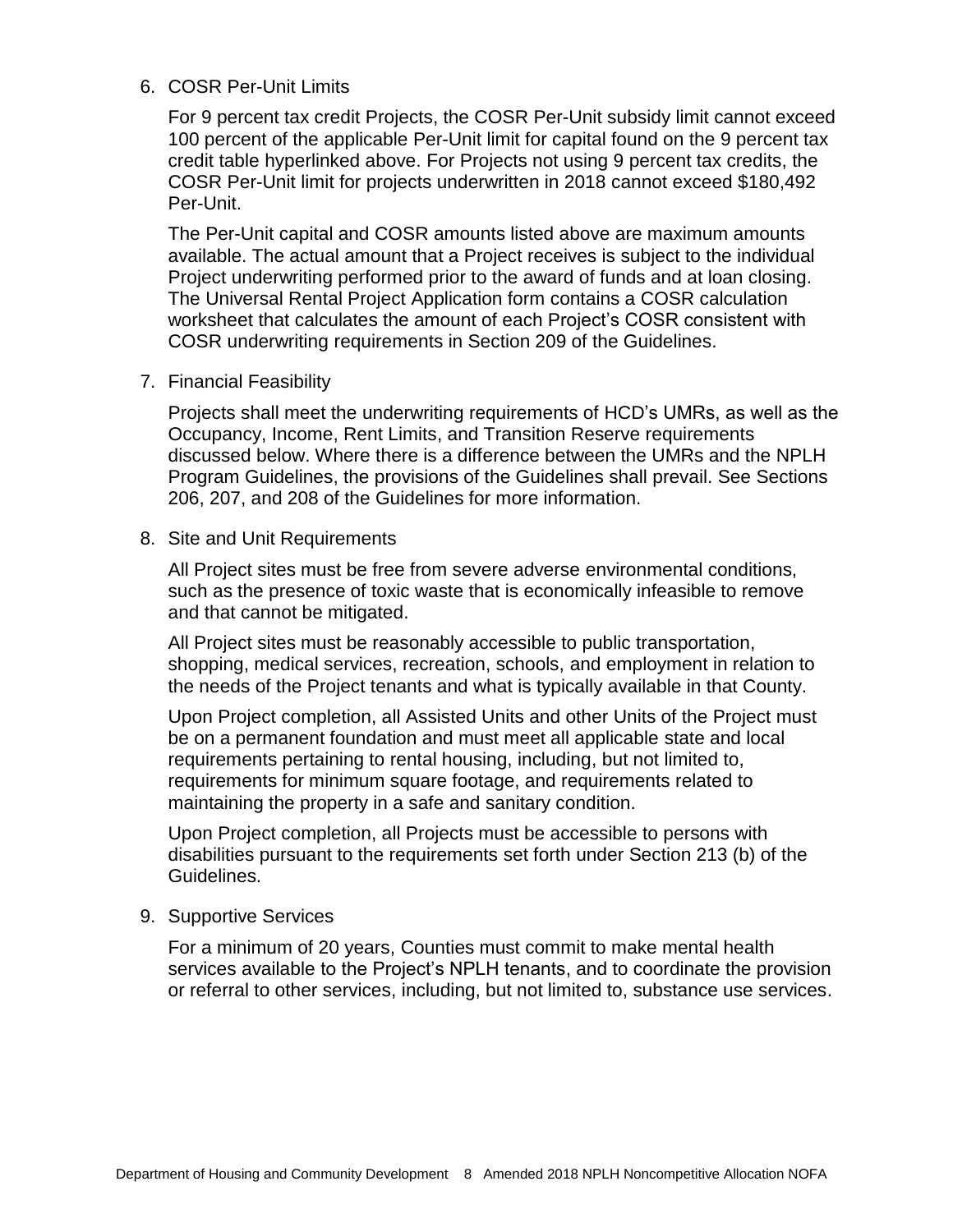6. COSR Per-Unit Limits

   For 9 percent tax credit Projects, the COSR Per-Unit subsidy limit cannot exceed 100 percent of the applicable Per-Unit limit for capital found on the 9 percent tax credit table hyperlinked above. For Projects not using 9 percent tax credits, the COSR Per-Unit limit for projects underwritten in 2018 cannot exceed $180,492 Per-Unit.

   The Per-Unit capital and COSR amounts listed above are maximum amounts available. The actual amount that a Project receives is subject to the individual Project underwriting performed prior to the award of funds and at loan closing. The Universal Rental Project Application form contains a COSR calculation worksheet that calculates the amount of each Project's COSR consistent with COSR underwriting requirements in Section 209 of the Guidelines.

7. Financial Feasibility

   Projects shall meet the underwriting requirements of HCD's UMRs, as well as the Occupancy, Income, Rent Limits, and Transition Reserve requirements discussed below. Where there is a difference between the UMRs and the NPLH Program Guidelines, the provisions of the Guidelines shall prevail. See Sections 206, 207, and 208 of the Guidelines for more information.

8. Site and Unit Requirements

   All Project sites must be free from severe adverse environmental conditions, such as the presence of toxic waste that is economically infeasible to remove and that cannot be mitigated.

   All Project sites must be reasonably accessible to public transportation, shopping, medical services, recreation, schools, and employment in relation to the needs of the Project tenants and what is typically available in that County.

   Upon Project completion, all Assisted Units and other Units of the Project must be on a permanent foundation and must meet all applicable state and local requirements pertaining to rental housing, including, but not limited to, requirements for minimum square footage, and requirements related to maintaining the property in a safe and sanitary condition.

   Upon Project completion, all Projects must be accessible to persons with disabilities pursuant to the requirements set forth under Section 213 (b) of the Guidelines.

9. Supportive Services

   For a minimum of 20 years, Counties must commit to make mental health services available to the Project's NPLH tenants, and to coordinate the provision or referral to other services, including, but not limited to, substance use services.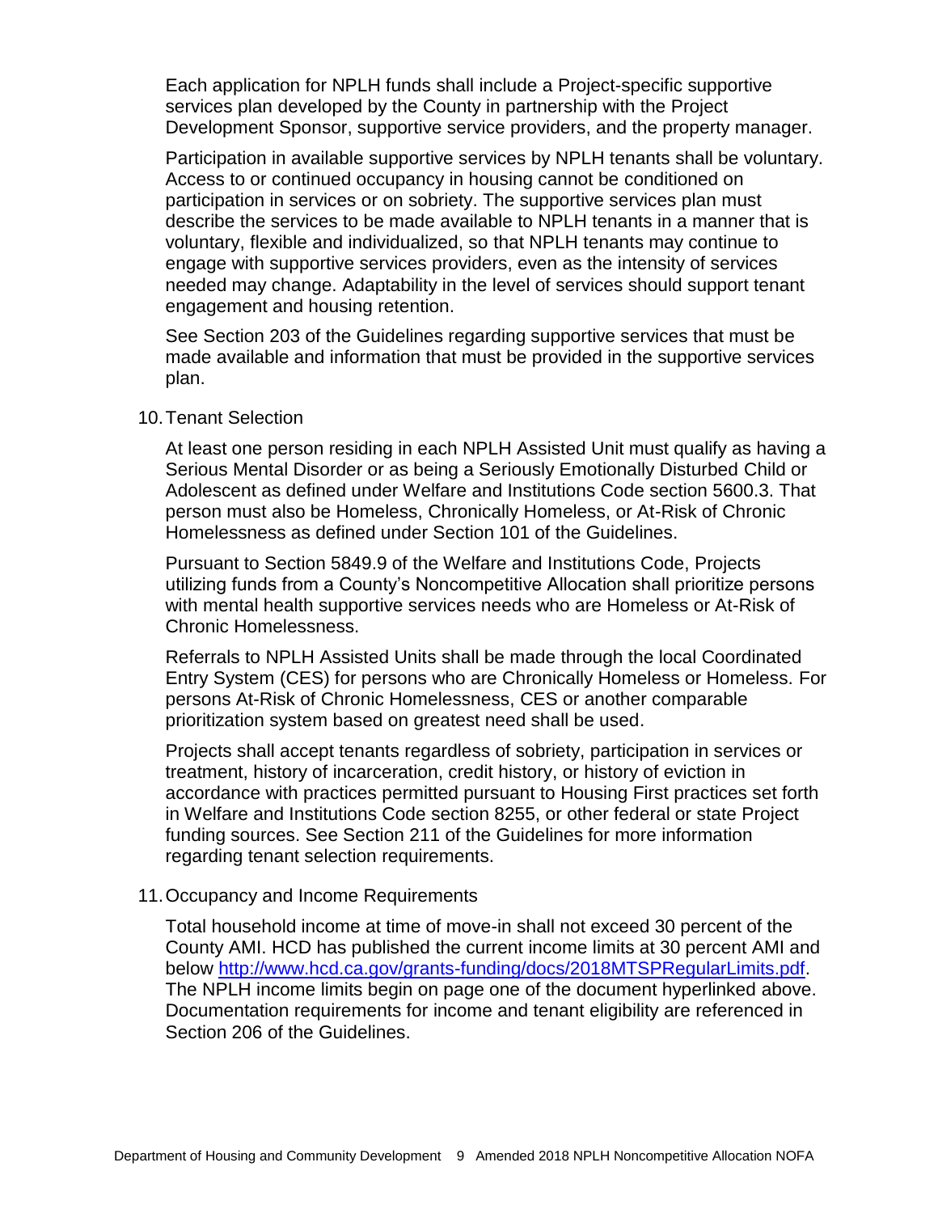Each application for NPLH funds shall include a Project-specific supportive services plan developed by the County in partnership with the Project Development Sponsor, supportive service providers, and the property manager.

Participation in available supportive services by NPLH tenants shall be voluntary. Access to or continued occupancy in housing cannot be conditioned on participation in services or on sobriety. The supportive services plan must describe the services to be made available to NPLH tenants in a manner that is voluntary, flexible and individualized, so that NPLH tenants may continue to engage with supportive services providers, even as the intensity of services needed may change. Adaptability in the level of services should support tenant engagement and housing retention.

See Section 203 of the Guidelines regarding supportive services that must be made available and information that must be provided in the supportive services plan.

10. Tenant Selection

At least one person residing in each NPLH Assisted Unit must qualify as having a Serious Mental Disorder or as being a Seriously Emotionally Disturbed Child or Adolescent as defined under Welfare and Institutions Code section 5600.3. That person must also be Homeless, Chronically Homeless, or At-Risk of Chronic Homelessness as defined under Section 101 of the Guidelines.

Pursuant to Section 5849.9 of the Welfare and Institutions Code, Projects utilizing funds from a County's Noncompetitive Allocation shall prioritize persons with mental health supportive services needs who are Homeless or At-Risk of Chronic Homelessness.

Referrals to NPLH Assisted Units shall be made through the local Coordinated Entry System (CES) for persons who are Chronically Homeless or Homeless. For persons At-Risk of Chronic Homelessness, CES or another comparable prioritization system based on greatest need shall be used.

Projects shall accept tenants regardless of sobriety, participation in services or treatment, history of incarceration, credit history, or history of eviction in accordance with practices permitted pursuant to Housing First practices set forth in Welfare and Institutions Code section 8255, or other federal or state Project funding sources. See Section 211 of the Guidelines for more information regarding tenant selection requirements.

11. Occupancy and Income Requirements

Total household income at time of move-in shall not exceed 30 percent of the County AMI. HCD has published the current income limits at 30 percent AMI and below http://www.hcd.ca.gov/grants-funding/docs/2018MTSPRegularLimits.pdf. The NPLH income limits begin on page one of the document hyperlinked above. Documentation requirements for income and tenant eligibility are referenced in Section 206 of the Guidelines.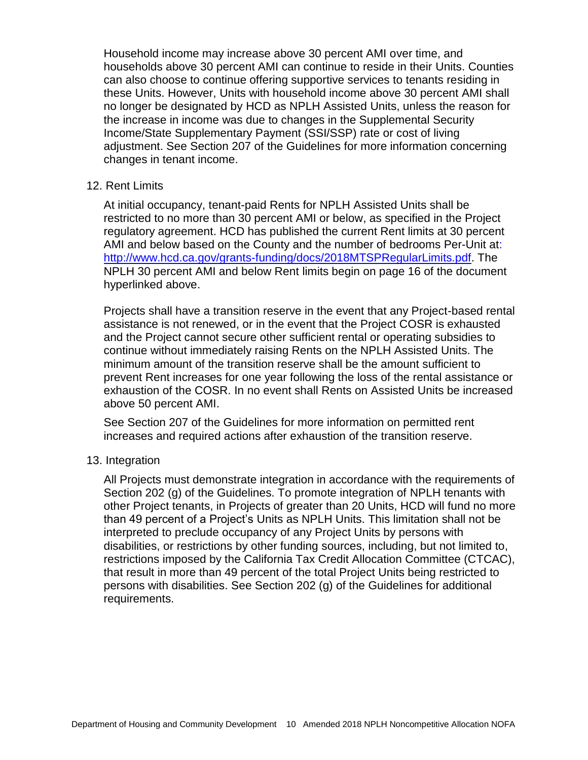Household income may increase above 30 percent AMI over time, and households above 30 percent AMI can continue to reside in their Units. Counties can also choose to continue offering supportive services to tenants residing in these Units. However, Units with household income above 30 percent AMI shall no longer be designated by HCD as NPLH Assisted Units, unless the reason for the increase in income was due to changes in the Supplemental Security Income/State Supplementary Payment (SSI/SSP) rate or cost of living adjustment. See Section 207 of the Guidelines for more information concerning changes in tenant income.

12. Rent Limits

At initial occupancy, tenant-paid Rents for NPLH Assisted Units shall be restricted to no more than 30 percent AMI or below, as specified in the Project regulatory agreement. HCD has published the current Rent limits at 30 percent AMI and below based on the County and the number of bedrooms Per-Unit at: [http://www.hcd.ca.gov/grants-funding/docs/2018MTSPRegularLimits.pdf](http://www.hcd.ca.gov/grants-funding/docs/2018MTSPRegularLimits.pdf). The NPLH 30 percent AMI and below Rent limits begin on page 16 of the document hyperlinked above.

Projects shall have a transition reserve in the event that any Project-based rental assistance is not renewed, or in the event that the Project COSR is exhausted and the Project cannot secure other sufficient rental or operating subsidies to continue without immediately raising Rents on the NPLH Assisted Units. The minimum amount of the transition reserve shall be the amount sufficient to prevent Rent increases for one year following the loss of the rental assistance or exhaustion of the COSR. In no event shall Rents on Assisted Units be increased above 50 percent AMI.

See Section 207 of the Guidelines for more information on permitted rent increases and required actions after exhaustion of the transition reserve.

13. Integration

All Projects must demonstrate integration in accordance with the requirements of Section 202 (g) of the Guidelines. To promote integration of NPLH tenants with other Project tenants, in Projects of greater than 20 Units, HCD will fund no more than 49 percent of a Project's Units as NPLH Units. This limitation shall not be interpreted to preclude occupancy of any Project Units by persons with disabilities, or restrictions by other funding sources, including, but not limited to, restrictions imposed by the California Tax Credit Allocation Committee (CTCAC), that result in more than 49 percent of the total Project Units being restricted to persons with disabilities. See Section 202 (g) of the Guidelines for additional requirements.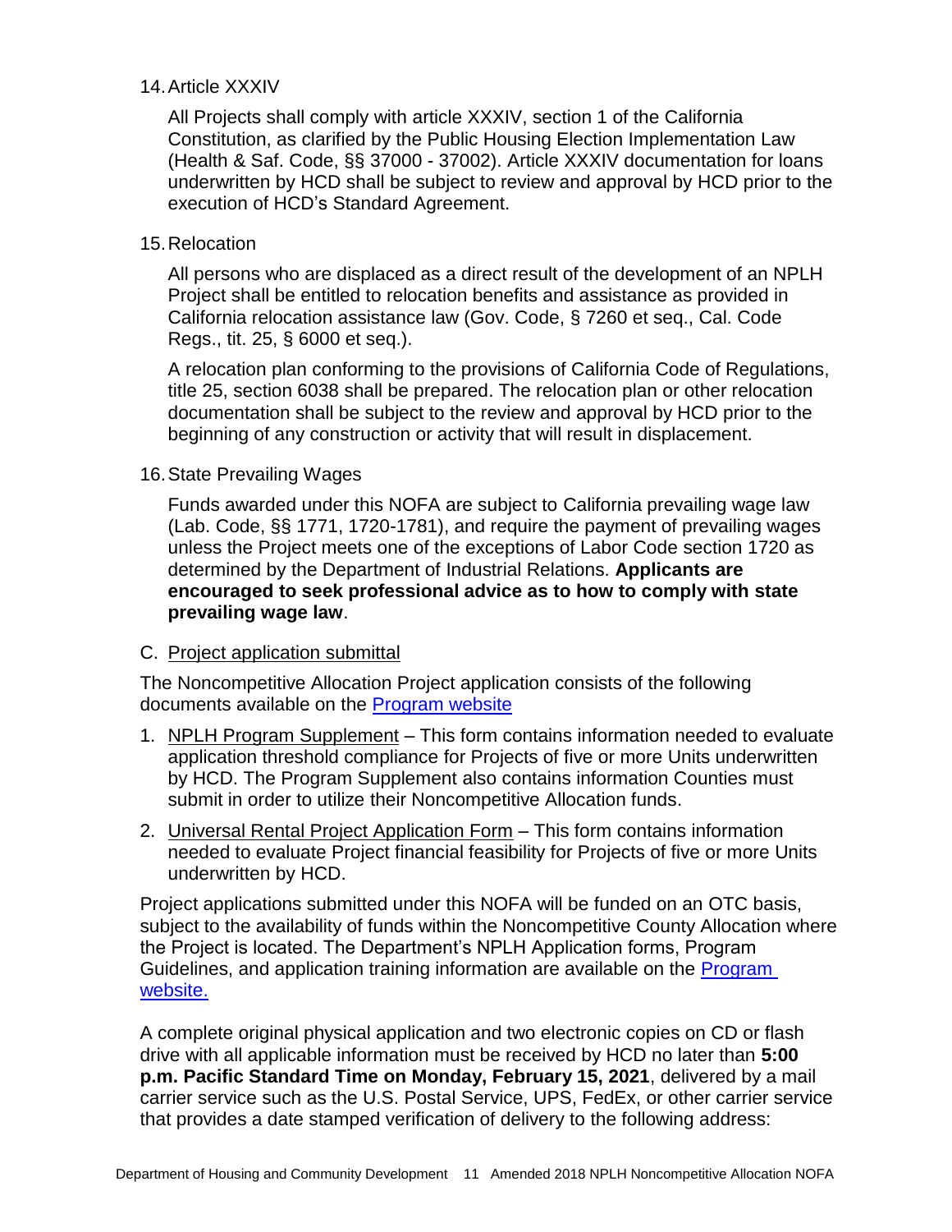14. Article XXXIV

    All Projects shall comply with article XXXIV, section 1 of the California Constitution, as clarified by the Public Housing Election Implementation Law (Health & Saf. Code, §§ 37000 - 37002). Article XXXIV documentation for loans underwritten by HCD shall be subject to review and approval by HCD prior to the execution of HCD's Standard Agreement.

15. Relocation

    All persons who are displaced as a direct result of the development of an NPLH Project shall be entitled to relocation benefits and assistance as provided in California relocation assistance law (Gov. Code, § 7260 et seq., Cal. Code Regs., tit. 25, § 6000 et seq.).

    A relocation plan conforming to the provisions of California Code of Regulations, title 25, section 6038 shall be prepared. The relocation plan or other relocation documentation shall be subject to the review and approval by HCD prior to the beginning of any construction or activity that will result in displacement.

16. State Prevailing Wages

    Funds awarded under this NOFA are subject to California prevailing wage law (Lab. Code, §§ 1771, 1720-1781), and require the payment of prevailing wages unless the Project meets one of the exceptions of Labor Code section 1720 as determined by the Department of Industrial Relations. **Applicants are encouraged to seek professional advice as to how to comply with state prevailing wage law**.

C. Project application submittal

The Noncompetitive Allocation Project application consists of the following documents available on the Program website

1. NPLH Program Supplement – This form contains information needed to evaluate application threshold compliance for Projects of five or more Units underwritten by HCD. The Program Supplement also contains information Counties must submit in order to utilize their Noncompetitive Allocation funds.
2. Universal Rental Project Application Form – This form contains information needed to evaluate Project financial feasibility for Projects of five or more Units underwritten by HCD.

Project applications submitted under this NOFA will be funded on an OTC basis, subject to the availability of funds within the Noncompetitive County Allocation where the Project is located. The Department's NPLH Application forms, Program Guidelines, and application training information are available on the Program website.

A complete original physical application and two electronic copies on CD or flash drive with all applicable information must be received by HCD no later than **5:00 p.m. Pacific Standard Time on Monday, February 15, 2021**, delivered by a mail carrier service such as the U.S. Postal Service, UPS, FedEx, or other carrier service that provides a date stamped verification of delivery to the following address: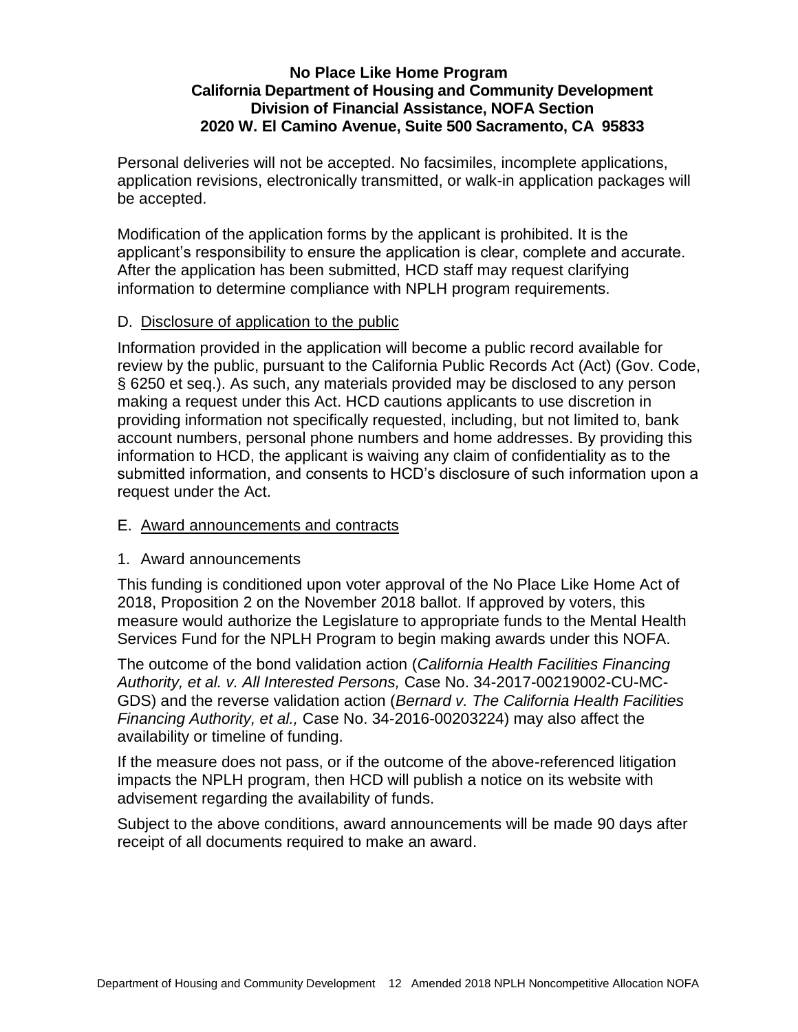**No Place Like Home Program**
**California Department of Housing and Community Development**
**Division of Financial Assistance, NOFA Section**
**2020 W. El Camino Avenue, Suite 500 Sacramento, CA 95833**

Personal deliveries will not be accepted. No facsimiles, incomplete applications, application revisions, electronically transmitted, or walk-in application packages will be accepted.

Modification of the application forms by the applicant is prohibited. It is the applicant's responsibility to ensure the application is clear, complete and accurate. After the application has been submitted, HCD staff may request clarifying information to determine compliance with NPLH program requirements.

D. Disclosure of application to the public

Information provided in the application will become a public record available for review by the public, pursuant to the California Public Records Act (Act) (Gov. Code, § 6250 et seq.). As such, any materials provided may be disclosed to any person making a request under this Act. HCD cautions applicants to use discretion in providing information not specifically requested, including, but not limited to, bank account numbers, personal phone numbers and home addresses. By providing this information to HCD, the applicant is waiving any claim of confidentiality as to the submitted information, and consents to HCD's disclosure of such information upon a request under the Act.

E. Award announcements and contracts

1. Award announcements

This funding is conditioned upon voter approval of the No Place Like Home Act of 2018, Proposition 2 on the November 2018 ballot. If approved by voters, this measure would authorize the Legislature to appropriate funds to the Mental Health Services Fund for the NPLH Program to begin making awards under this NOFA.

The outcome of the bond validation action (*California Health Facilities Financing Authority, et al. v. All Interested Persons,* Case No. 34-2017-00219002-CU-MC-GDS) and the reverse validation action (*Bernard v. The California Health Facilities Financing Authority, et al.,* Case No. 34-2016-00203224) may also affect the availability or timeline of funding.

If the measure does not pass, or if the outcome of the above-referenced litigation impacts the NPLH program, then HCD will publish a notice on its website with advisement regarding the availability of funds.

Subject to the above conditions, award announcements will be made 90 days after receipt of all documents required to make an award.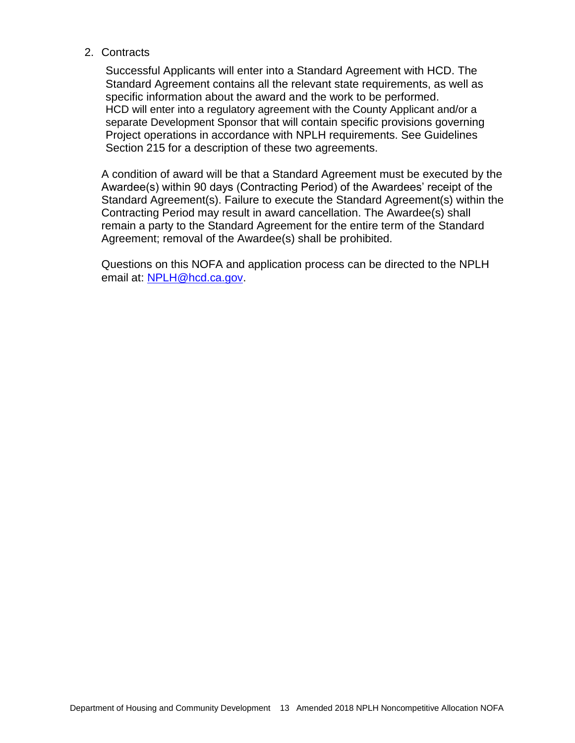2. Contracts

   Successful Applicants will enter into a Standard Agreement with HCD. The Standard Agreement contains all the relevant state requirements, as well as specific information about the award and the work to be performed. HCD will enter into a regulatory agreement with the County Applicant and/or a separate Development Sponsor that will contain specific provisions governing Project operations in accordance with NPLH requirements. See Guidelines Section 215 for a description of these two agreements.

   A condition of award will be that a Standard Agreement must be executed by the Awardee(s) within 90 days (Contracting Period) of the Awardees' receipt of the Standard Agreement(s). Failure to execute the Standard Agreement(s) within the Contracting Period may result in award cancellation. The Awardee(s) shall remain a party to the Standard Agreement for the entire term of the Standard Agreement; removal of the Awardee(s) shall be prohibited.

   Questions on this NOFA and application process can be directed to the NPLH email at: [NPLH@hcd.ca.gov](mailto:NPLH@hcd.ca.gov).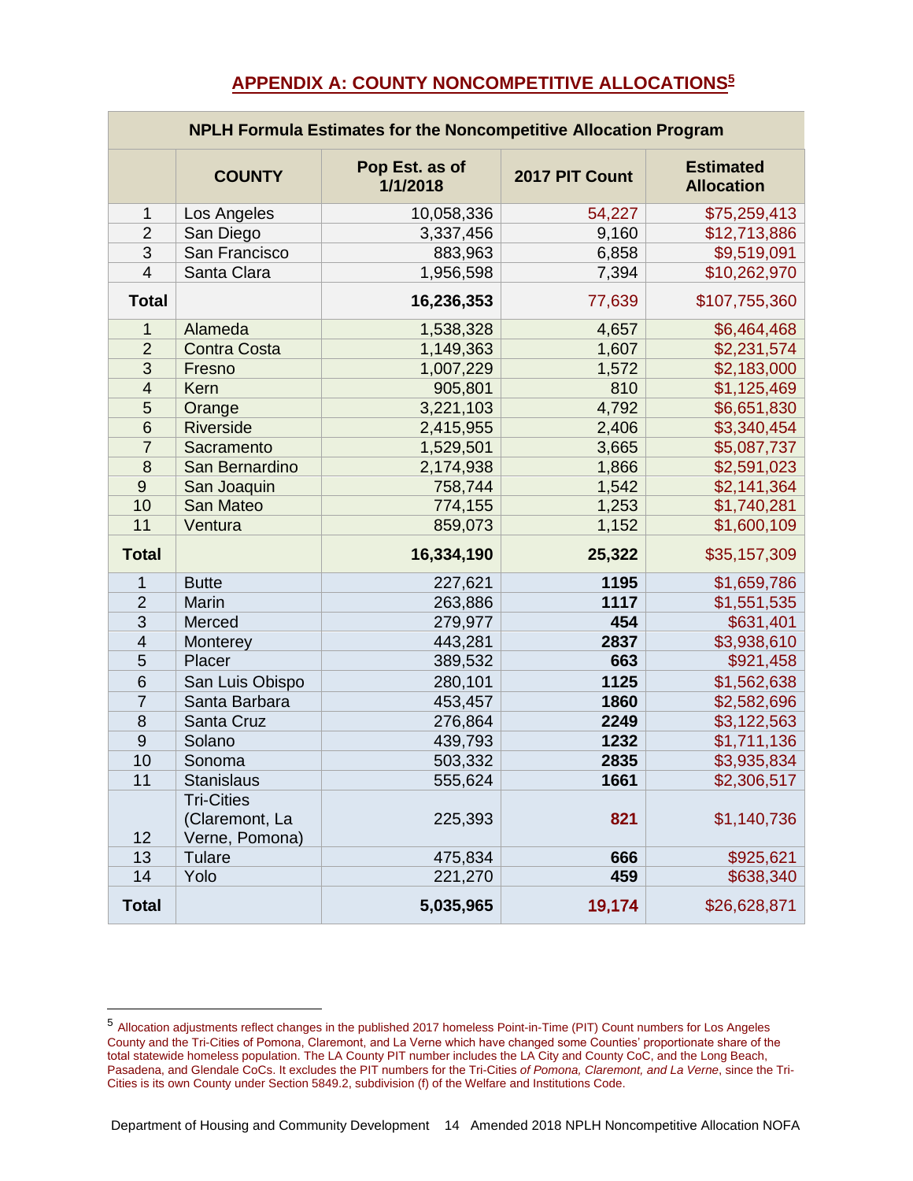## APPENDIX A: COUNTY NONCOMPETITIVE ALLOCATIONS[5]

| NPLH Formula Estimates for the Noncompetitive Allocation Program | | | | |
|---|---|---|---|---|
| | **COUNTY** | **Pop Est. as of 1/1/2018** | **2017 PIT Count** | **Estimated Allocation** |
| 1 | Los Angeles | 10,058,336 | 54,227 | $75,259,413 |
| 2 | San Diego | 3,337,456 | 9,160 | $12,713,886 |
| 3 | San Francisco | 883,963 | 6,858 | $9,519,091 |
| 4 | Santa Clara | 1,956,598 | 7,394 | $10,262,970 |
| **Total** | | **16,236,353** | 77,639 | $107,755,360 |
| 1 | Alameda | 1,538,328 | 4,657 | $6,464,468 |
| 2 | Contra Costa | 1,149,363 | 1,607 | $2,231,574 |
| 3 | Fresno | 1,007,229 | 1,572 | $2,183,000 |
| 4 | Kern | 905,801 | 810 | $1,125,469 |
| 5 | Orange | 3,221,103 | 4,792 | $6,651,830 |
| 6 | Riverside | 2,415,955 | 2,406 | $3,340,454 |
| 7 | Sacramento | 1,529,501 | 3,665 | $5,087,737 |
| 8 | San Bernardino | 2,174,938 | 1,866 | $2,591,023 |
| 9 | San Joaquin | 758,744 | 1,542 | $2,141,364 |
| 10 | San Mateo | 774,155 | 1,253 | $1,740,281 |
| 11 | Ventura | 859,073 | 1,152 | $1,600,109 |
| **Total** | | **16,334,190** | **25,322** | $35,157,309 |
| 1 | Butte | 227,621 | **1195** | $1,659,786 |
| 2 | Marin | 263,886 | **1117** | $1,551,535 |
| 3 | Merced | 279,977 | **454** | $631,401 |
| 4 | Monterey | 443,281 | **2837** | $3,938,610 |
| 5 | Placer | 389,532 | **663** | $921,458 |
| 6 | San Luis Obispo | 280,101 | **1125** | $1,562,638 |
| 7 | Santa Barbara | 453,457 | **1860** | $2,582,696 |
| 8 | Santa Cruz | 276,864 | **2249** | $3,122,563 |
| 9 | Solano | 439,793 | **1232** | $1,711,136 |
| 10 | Sonoma | 503,332 | **2835** | $3,935,834 |
| 11 | Stanislaus | 555,624 | **1661** | $2,306,517 |
| 12 | Tri-Cities (Claremont, La Verne, Pomona) | 225,393 | **821** | $1,140,736 |
| 13 | Tulare | 475,834 | **666** | $925,621 |
| 14 | Yolo | 221,270 | **459** | $638,340 |
| **Total** | | **5,035,965** | **19,174** | $26,628,871 |

[5] Allocation adjustments reflect changes in the published 2017 homeless Point-in-Time (PIT) Count numbers for Los Angeles County and the Tri-Cities of Pomona, Claremont, and La Verne which have changed some Counties' proportionate share of the total statewide homeless population. The LA County PIT number includes the LA City and County CoC, and the Long Beach, Pasadena, and Glendale CoCs. It excludes the PIT numbers for the Tri-Cities *of Pomona, Claremont, and La Verne*, since the Tri-Cities is its own County under Section 5849.2, subdivision (f) of the Welfare and Institutions Code.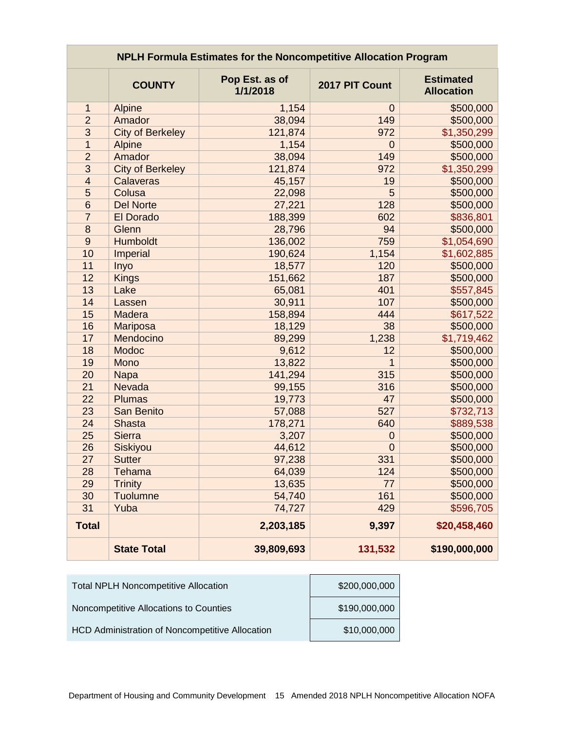| NPLH Formula Estimates for the Noncompetitive Allocation Program | | | | |
|---|---|---|---|---|
| | **COUNTY** | **Pop Est. as of 1/1/2018** | **2017 PIT Count** | **Estimated Allocation** |
| 1 | Alpine | 1,154 | 0 | $500,000 |
| 2 | Amador | 38,094 | 149 | $500,000 |
| 3 | City of Berkeley | 121,874 | 972 | $1,350,299 |
| 1 | Alpine | 1,154 | 0 | $500,000 |
| 2 | Amador | 38,094 | 149 | $500,000 |
| 3 | City of Berkeley | 121,874 | 972 | $1,350,299 |
| 4 | Calaveras | 45,157 | 19 | $500,000 |
| 5 | Colusa | 22,098 | 5 | $500,000 |
| 6 | Del Norte | 27,221 | 128 | $500,000 |
| 7 | El Dorado | 188,399 | 602 | $836,801 |
| 8 | Glenn | 28,796 | 94 | $500,000 |
| 9 | Humboldt | 136,002 | 759 | $1,054,690 |
| 10 | Imperial | 190,624 | 1,154 | $1,602,885 |
| 11 | Inyo | 18,577 | 120 | $500,000 |
| 12 | Kings | 151,662 | 187 | $500,000 |
| 13 | Lake | 65,081 | 401 | $557,845 |
| 14 | Lassen | 30,911 | 107 | $500,000 |
| 15 | Madera | 158,894 | 444 | $617,522 |
| 16 | Mariposa | 18,129 | 38 | $500,000 |
| 17 | Mendocino | 89,299 | 1,238 | $1,719,462 |
| 18 | Modoc | 9,612 | 12 | $500,000 |
| 19 | Mono | 13,822 | 1 | $500,000 |
| 20 | Napa | 141,294 | 315 | $500,000 |
| 21 | Nevada | 99,155 | 316 | $500,000 |
| 22 | Plumas | 19,773 | 47 | $500,000 |
| 23 | San Benito | 57,088 | 527 | $732,713 |
| 24 | Shasta | 178,271 | 640 | $889,538 |
| 25 | Sierra | 3,207 | 0 | $500,000 |
| 26 | Siskiyou | 44,612 | 0 | $500,000 |
| 27 | Sutter | 97,238 | 331 | $500,000 |
| 28 | Tehama | 64,039 | 124 | $500,000 |
| 29 | Trinity | 13,635 | 77 | $500,000 |
| 30 | Tuolumne | 54,740 | 161 | $500,000 |
| 31 | Yuba | 74,727 | 429 | $596,705 |
| **Total** | | **2,203,185** | **9,397** | **$20,458,460** |
| | **State Total** | **39,809,693** | **131,532** | **$190,000,000** |

| | |
|---|---|
| Total NPLH Noncompetitive Allocation | $200,000,000 |
| Noncompetitive Allocations to Counties | $190,000,000 |
| HCD Administration of Noncompetitive Allocation | $10,000,000 |